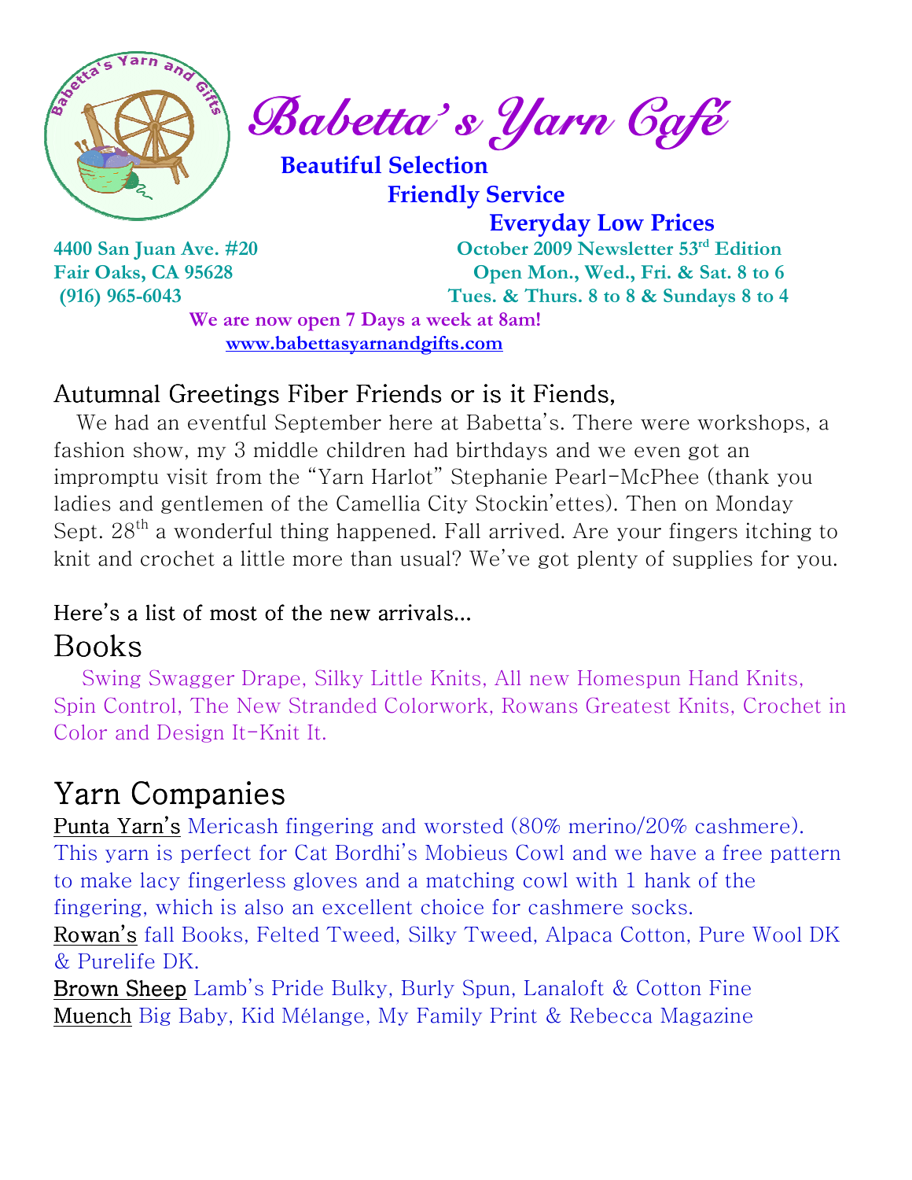# Babetta's Yarn Café

**Beautiful Selection**
**Friendly Service**
**Everyday Low Prices**

**4400 San Juan Ave. #20**
**Fair Oaks, CA 95628**
**(916) 965-6043**

**October 2009 Newsletter 53rd Edition**
**Open Mon., Wed., Fri. & Sat. 8 to 6**
**Tues. & Thurs. 8 to 8 & Sundays 8 to 4**

**We are now open 7 Days a week at 8am!**
**www.babettasyarnandgifts.com**

Autumnal Greetings Fiber Friends or is it Fiends,

We had an eventful September here at Babetta's. There were workshops, a fashion show, my 3 middle children had birthdays and we even got an impromptu visit from the "Yarn Harlot" Stephanie Pearl-McPhee (thank you ladies and gentlemen of the Camellia City Stockin'ettes). Then on Monday Sept. 28th a wonderful thing happened. Fall arrived. Are your fingers itching to knit and crochet a little more than usual? We've got plenty of supplies for you.

Here's a list of most of the new arrivals…

## Books

Swing Swagger Drape, Silky Little Knits, All new Homespun Hand Knits, Spin Control, The New Stranded Colorwork, Rowans Greatest Knits, Crochet in Color and Design It-Knit It.

## Yarn Companies

Punta Yarn's Mericash fingering and worsted (80% merino/20% cashmere). This yarn is perfect for Cat Bordhi's Mobieus Cowl and we have a free pattern to make lacy fingerless gloves and a matching cowl with 1 hank of the fingering, which is also an excellent choice for cashmere socks.

Rowan's fall Books, Felted Tweed, Silky Tweed, Alpaca Cotton, Pure Wool DK & Purelife DK.

Brown Sheep Lamb's Pride Bulky, Burly Spun, Lanaloft & Cotton Fine

Muench Big Baby, Kid Mélange, My Family Print & Rebecca Magazine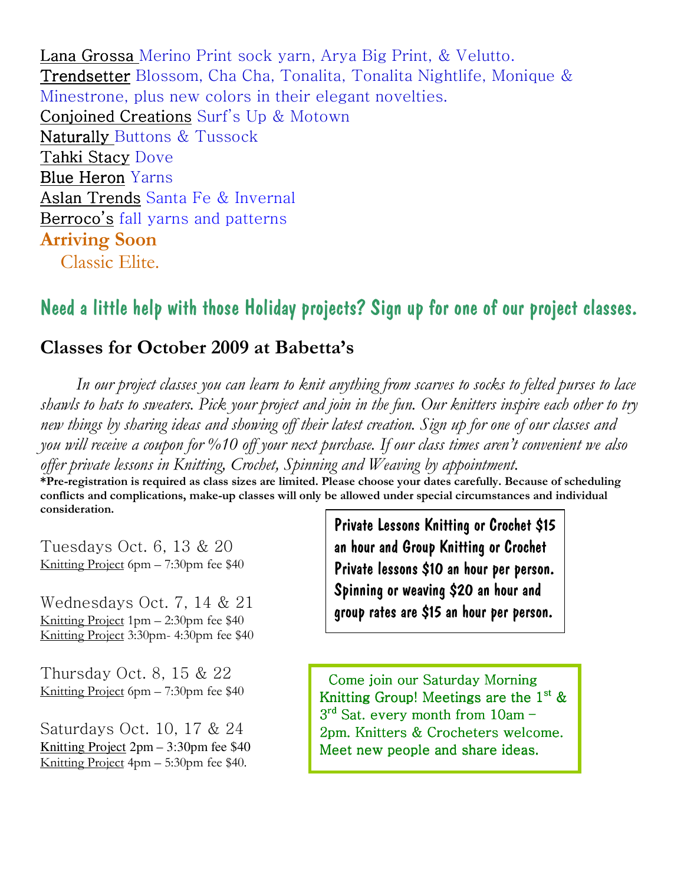Lana Grossa Merino Print sock yarn, Arya Big Print, & Velutto.
Trendsetter Blossom, Cha Cha, Tonalita, Tonalita Nightlife, Monique & Minestrone, plus new colors in their elegant novelties.
Conjoined Creations Surf's Up & Motown
Naturally Buttons & Tussock
Tahki Stacy Dove
Blue Heron Yarns
Aslan Trends Santa Fe & Invernal
Berroco's fall yarns and patterns

**Arriving Soon**

Classic Elite.

## Need a little help with those Holiday projects? Sign up for one of our project classes.

### Classes for October 2009 at Babetta's

*In our project classes you can learn to knit anything from scarves to socks to felted purses to lace shawls to hats to sweaters. Pick your project and join in the fun. Our knitters inspire each other to try new things by sharing ideas and showing off their latest creation. Sign up for one of our classes and you will receive a coupon for %10 off your next purchase. If our class times aren't convenient we also offer private lessons in Knitting, Crochet, Spinning and Weaving by appointment.*

**\*Pre-registration is required as class sizes are limited. Please choose your dates carefully. Because of scheduling conflicts and complications, make-up classes will only be allowed under special circumstances and individual consideration.**

Tuesdays Oct. 6, 13 & 20
Knitting Project 6pm – 7:30pm fee $40

Wednesdays Oct. 7, 14 & 21
Knitting Project 1pm – 2:30pm fee $40
Knitting Project 3:30pm- 4:30pm fee $40

Thursday Oct. 8, 15 & 22
Knitting Project 6pm – 7:30pm fee $40

Saturdays Oct. 10, 17 & 24
Knitting Project 2pm – 3:30pm fee $40
Knitting Project 4pm – 5:30pm fee $40.

**Private Lessons Knitting or Crochet $15 an hour and Group Knitting or Crochet Private lessons $10 an hour per person. Spinning or weaving $20 an hour and group rates are $15 an hour per person.**

Come join our Saturday Morning Knitting Group! Meetings are the 1st & 3rd Sat. every month from 10am – 2pm. Knitters & Crocheters welcome. Meet new people and share ideas.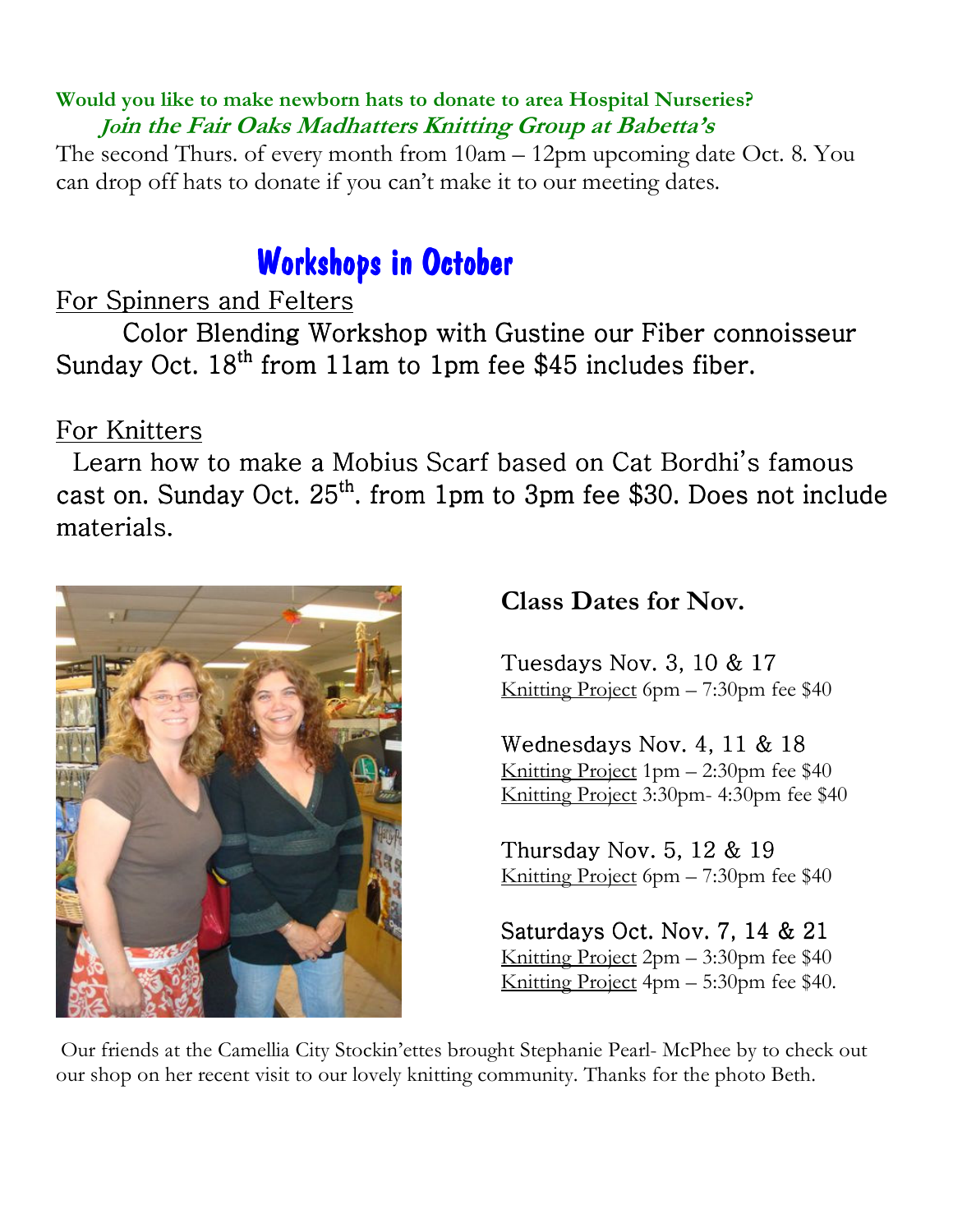**Would you like to make newborn hats to donate to area Hospital Nurseries?**

***Join the Fair Oaks Madhatters Knitting Group at Babetta's***

The second Thurs. of every month from 10am – 12pm upcoming date Oct. 8. You can drop off hats to donate if you can't make it to our meeting dates.

# Workshops in October

For Spinners and Felters

Color Blending Workshop with Gustine our Fiber connoisseur Sunday Oct. 18th from 11am to 1pm fee $45 includes fiber.

For Knitters

Learn how to make a Mobius Scarf based on Cat Bordhi's famous cast on. Sunday Oct. 25th. from 1pm to 3pm fee $30. Does not include materials.

## Class Dates for Nov.

Tuesdays Nov. 3, 10 & 17
Knitting Project 6pm – 7:30pm fee $40

Wednesdays Nov. 4, 11 & 18
Knitting Project 1pm – 2:30pm fee $40
Knitting Project 3:30pm- 4:30pm fee $40

Thursday Nov. 5, 12 & 19
Knitting Project 6pm – 7:30pm fee $40

Saturdays Oct. Nov. 7, 14 & 21
Knitting Project 2pm – 3:30pm fee $40
Knitting Project 4pm – 5:30pm fee $40.

Our friends at the Camellia City Stockin'ettes brought Stephanie Pearl- McPhee by to check out our shop on her recent visit to our lovely knitting community. Thanks for the photo Beth.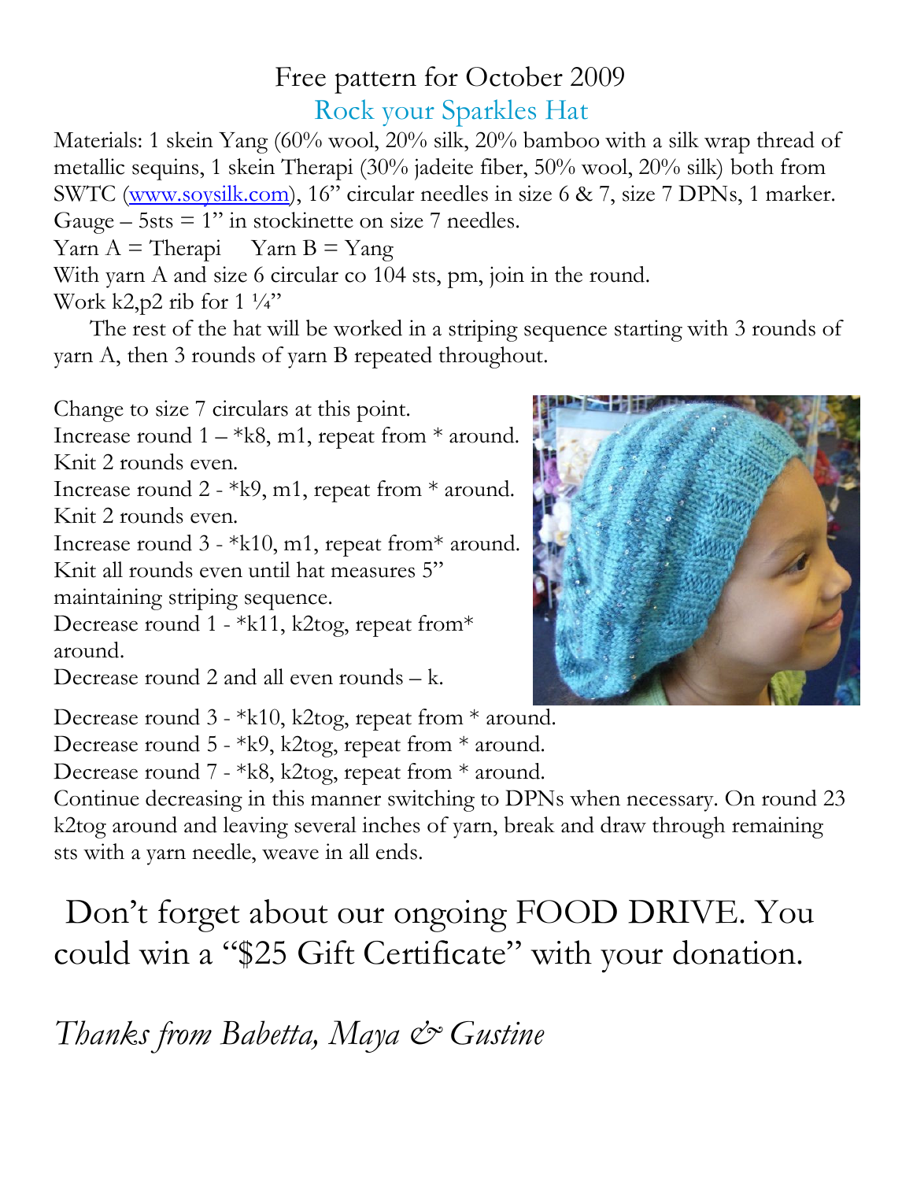# Free pattern for October 2009

## Rock your Sparkles Hat

Materials: 1 skein Yang (60% wool, 20% silk, 20% bamboo with a silk wrap thread of metallic sequins, 1 skein Therapi (30% jadeite fiber, 50% wool, 20% silk) both from SWTC (www.soysilk.com), 16" circular needles in size 6 & 7, size 7 DPNs, 1 marker.

Gauge – 5sts = 1" in stockinette on size 7 needles.

Yarn A = Therapi     Yarn B = Yang

With yarn A and size 6 circular co 104 sts, pm, join in the round.

Work k2,p2 rib for 1 ¼"

The rest of the hat will be worked in a striping sequence starting with 3 rounds of yarn A, then 3 rounds of yarn B repeated throughout.

Change to size 7 circulars at this point.

Increase round 1 – *k8, m1, repeat from * around.

Knit 2 rounds even.

Increase round 2 - *k9, m1, repeat from * around.

Knit 2 rounds even.

Increase round 3 - *k10, m1, repeat from* around.

Knit all rounds even until hat measures 5" maintaining striping sequence.

Decrease round 1 - *k11, k2tog, repeat from* around.

Decrease round 2 and all even rounds – k.

Decrease round 3 - *k10, k2tog, repeat from * around.

Decrease round 5 - *k9, k2tog, repeat from * around.

Decrease round 7 - *k8, k2tog, repeat from * around.

Continue decreasing in this manner switching to DPNs when necessary. On round 23 k2tog around and leaving several inches of yarn, break and draw through remaining sts with a yarn needle, weave in all ends.

Don't forget about our ongoing FOOD DRIVE. You could win a "$25 Gift Certificate" with your donation.

*Thanks from Babetta, Maya & Gustine*